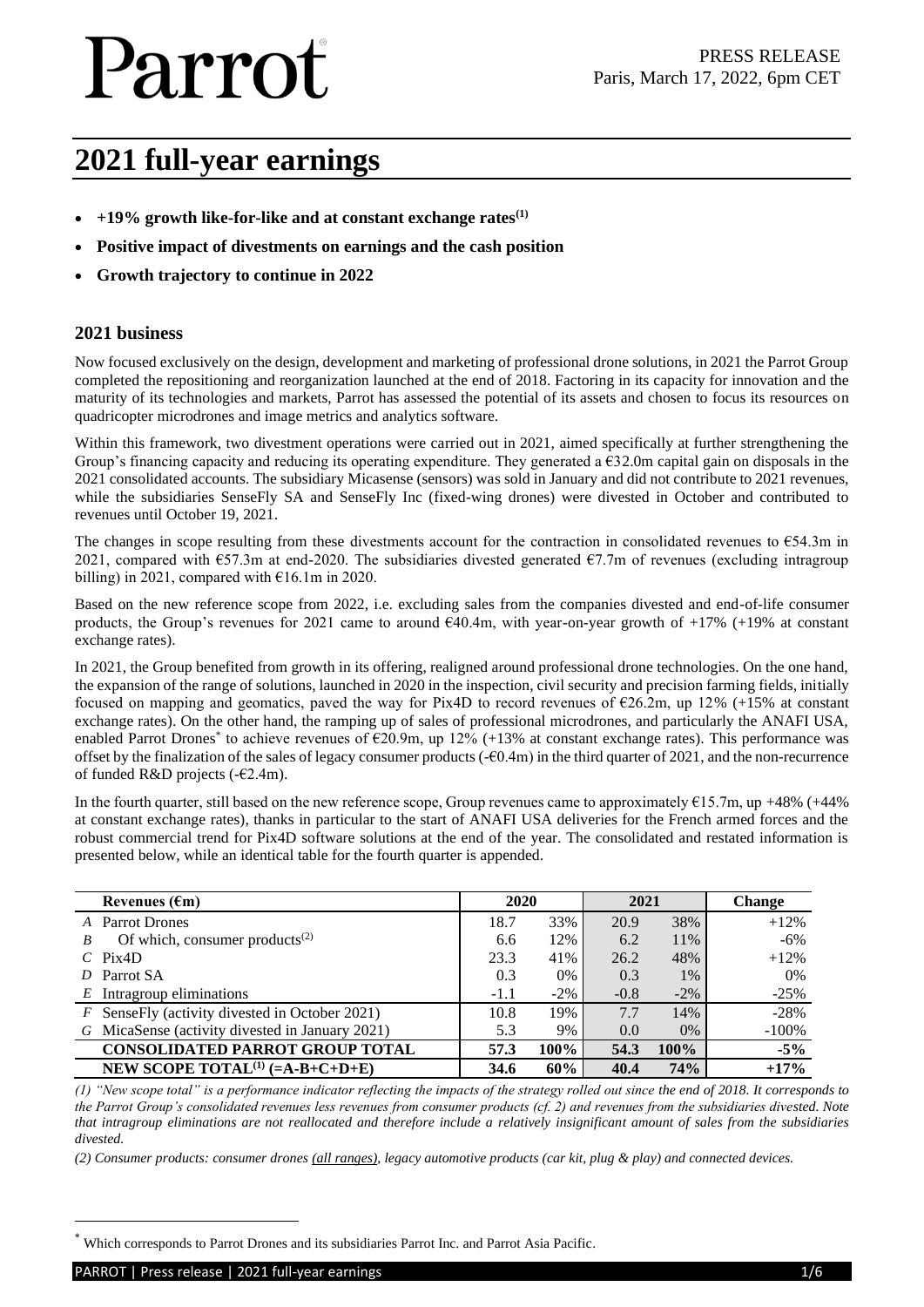Parrot

PRESS RELEASE
Paris, March 17, 2022, 6pm CET

# 2021 full-year earnings

- **+19% growth like-for-like and at constant exchange rates(1)**
- **Positive impact of divestments on earnings and the cash position**
- **Growth trajectory to continue in 2022**

## 2021 business

Now focused exclusively on the design, development and marketing of professional drone solutions, in 2021 the Parrot Group completed the repositioning and reorganization launched at the end of 2018. Factoring in its capacity for innovation and the maturity of its technologies and markets, Parrot has assessed the potential of its assets and chosen to focus its resources on quadricopter microdrones and image metrics and analytics software.

Within this framework, two divestment operations were carried out in 2021, aimed specifically at further strengthening the Group's financing capacity and reducing its operating expenditure. They generated a €32.0m capital gain on disposals in the 2021 consolidated accounts. The subsidiary Micasense (sensors) was sold in January and did not contribute to 2021 revenues, while the subsidiaries SenseFly SA and SenseFly Inc (fixed-wing drones) were divested in October and contributed to revenues until October 19, 2021.

The changes in scope resulting from these divestments account for the contraction in consolidated revenues to €54.3m in 2021, compared with €57.3m at end-2020. The subsidiaries divested generated €7.7m of revenues (excluding intragroup billing) in 2021, compared with €16.1m in 2020.

Based on the new reference scope from 2022, i.e. excluding sales from the companies divested and end-of-life consumer products, the Group's revenues for 2021 came to around €40.4m, with year-on-year growth of +17% (+19% at constant exchange rates).

In 2021, the Group benefited from growth in its offering, realigned around professional drone technologies. On the one hand, the expansion of the range of solutions, launched in 2020 in the inspection, civil security and precision farming fields, initially focused on mapping and geomatics, paved the way for Pix4D to record revenues of €26.2m, up 12% (+15% at constant exchange rates). On the other hand, the ramping up of sales of professional microdrones, and particularly the ANAFI USA, enabled Parrot Drones* to achieve revenues of €20.9m, up 12% (+13% at constant exchange rates). This performance was offset by the finalization of the sales of legacy consumer products (-€0.4m) in the third quarter of 2021, and the non-recurrence of funded R&D projects (-€2.4m).

In the fourth quarter, still based on the new reference scope, Group revenues came to approximately €15.7m, up +48% (+44% at constant exchange rates), thanks in particular to the start of ANAFI USA deliveries for the French armed forces and the robust commercial trend for Pix4D software solutions at the end of the year. The consolidated and restated information is presented below, while an identical table for the fourth quarter is appended.

| | Revenues (€m) | 2020 | | 2021 | | Change |
|---|---|---|---|---|---|---|
| *A* | Parrot Drones | 18.7 | 33% | 20.9 | 38% | +12% |
| *B* | Of which, consumer products(2) | 6.6 | 12% | 6.2 | 11% | -6% |
| *C* | Pix4D | 23.3 | 41% | 26.2 | 48% | +12% |
| *D* | Parrot SA | 0.3 | 0% | 0.3 | 1% | 0% |
| *E* | Intragroup eliminations | -1.1 | -2% | -0.8 | -2% | -25% |
| *F* | SenseFly (activity divested in October 2021) | 10.8 | 19% | 7.7 | 14% | -28% |
| *G* | MicaSense (activity divested in January 2021) | 5.3 | 9% | 0.0 | 0% | -100% |
| | **CONSOLIDATED PARROT GROUP TOTAL** | **57.3** | **100%** | **54.3** | **100%** | **-5%** |
| | **NEW SCOPE TOTAL(1) (=A-B+C+D+E)** | **34.6** | **60%** | **40.4** | **74%** | **+17%** |

*(1) "New scope total" is a performance indicator reflecting the impacts of the strategy rolled out since the end of 2018. It corresponds to the Parrot Group's consolidated revenues less revenues from consumer products (cf. 2) and revenues from the subsidiaries divested. Note that intragroup eliminations are not reallocated and therefore include a relatively insignificant amount of sales from the subsidiaries divested.*

*(2) Consumer products: consumer drones (all ranges), legacy automotive products (car kit, plug & play) and connected devices.*

\* Which corresponds to Parrot Drones and its subsidiaries Parrot Inc. and Parrot Asia Pacific.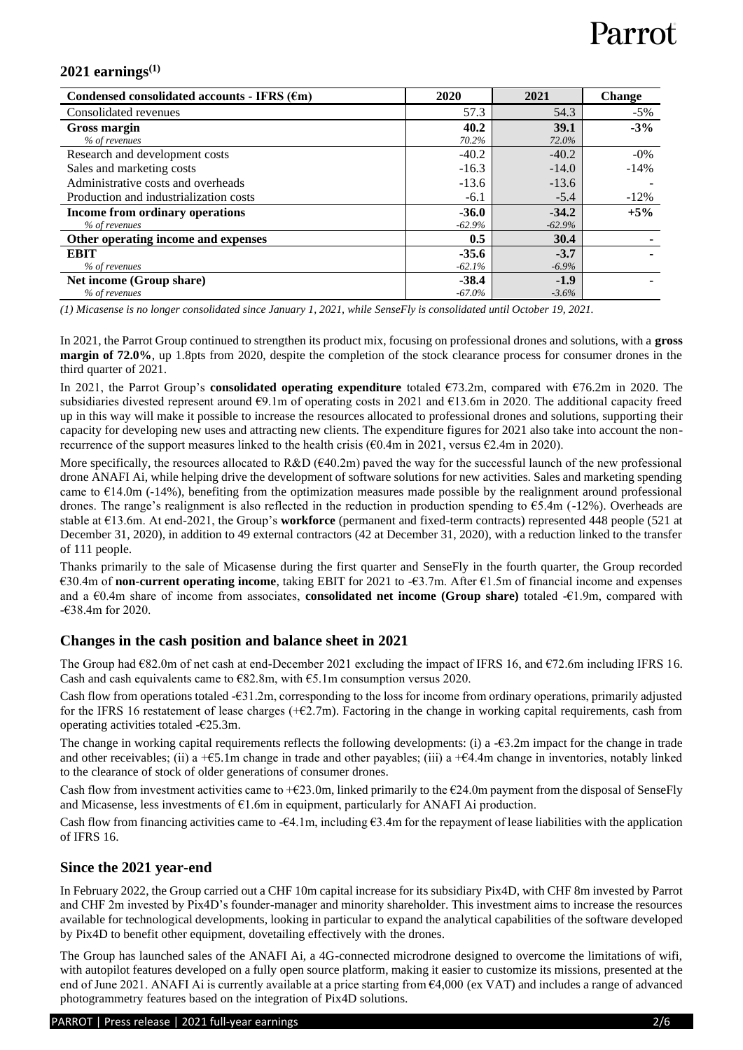## 2021 earnings[1]

| Condensed consolidated accounts - IFRS (€m) | 2020 | 2021 | Change |
|---|---|---|---|
| Consolidated revenues | 57.3 | 54.3 | -5% |
| **Gross margin** | **40.2** | **39.1** | **-3%** |
| *% of revenues* | *70.2%* | *72.0%* | |
| Research and development costs | -40.2 | -40.2 | -0% |
| Sales and marketing costs | -16.3 | -14.0 | -14% |
| Administrative costs and overheads | -13.6 | -13.6 | - |
| Production and industrialization costs | -6.1 | -5.4 | -12% |
| **Income from ordinary operations** | **-36.0** | **-34.2** | **+5%** |
| *% of revenues* | *-62.9%* | *-62.9%* | |
| **Other operating income and expenses** | **0.5** | **30.4** | **-** |
| **EBIT** | **-35.6** | **-3.7** | **-** |
| *% of revenues* | *-62.1%* | *-6.9%* | |
| **Net income (Group share)** | **-38.4** | **-1.9** | **-** |
| *% of revenues* | *-67.0%* | *-3.6%* | |

*(1) Micasense is no longer consolidated since January 1, 2021, while SenseFly is consolidated until October 19, 2021.*

In 2021, the Parrot Group continued to strengthen its product mix, focusing on professional drones and solutions, with a **gross margin of 72.0%**, up 1.8pts from 2020, despite the completion of the stock clearance process for consumer drones in the third quarter of 2021.

In 2021, the Parrot Group's **consolidated operating expenditure** totaled €73.2m, compared with €76.2m in 2020. The subsidiaries divested represent around €9.1m of operating costs in 2021 and €13.6m in 2020. The additional capacity freed up in this way will make it possible to increase the resources allocated to professional drones and solutions, supporting their capacity for developing new uses and attracting new clients. The expenditure figures for 2021 also take into account the non-recurrence of the support measures linked to the health crisis (€0.4m in 2021, versus €2.4m in 2020).

More specifically, the resources allocated to R&D (€40.2m) paved the way for the successful launch of the new professional drone ANAFI Ai, while helping drive the development of software solutions for new activities. Sales and marketing spending came to €14.0m (-14%), benefiting from the optimization measures made possible by the realignment around professional drones. The range's realignment is also reflected in the reduction in production spending to €5.4m (-12%). Overheads are stable at €13.6m. At end-2021, the Group's **workforce** (permanent and fixed-term contracts) represented 448 people (521 at December 31, 2020), in addition to 49 external contractors (42 at December 31, 2020), with a reduction linked to the transfer of 111 people.

Thanks primarily to the sale of Micasense during the first quarter and SenseFly in the fourth quarter, the Group recorded €30.4m of **non-current operating income**, taking EBIT for 2021 to -€3.7m. After €1.5m of financial income and expenses and a €0.4m share of income from associates, **consolidated net income (Group share)** totaled -€1.9m, compared with -€38.4m for 2020.

## Changes in the cash position and balance sheet in 2021

The Group had €82.0m of net cash at end-December 2021 excluding the impact of IFRS 16, and €72.6m including IFRS 16. Cash and cash equivalents came to €82.8m, with €5.1m consumption versus 2020.

Cash flow from operations totaled -€31.2m, corresponding to the loss for income from ordinary operations, primarily adjusted for the IFRS 16 restatement of lease charges (+€2.7m). Factoring in the change in working capital requirements, cash from operating activities totaled -€25.3m.

The change in working capital requirements reflects the following developments: (i) a -€3.2m impact for the change in trade and other receivables; (ii) a +€5.1m change in trade and other payables; (iii) a +€4.4m change in inventories, notably linked to the clearance of stock of older generations of consumer drones.

Cash flow from investment activities came to +€23.0m, linked primarily to the €24.0m payment from the disposal of SenseFly and Micasense, less investments of €1.6m in equipment, particularly for ANAFI Ai production.

Cash flow from financing activities came to -€4.1m, including €3.4m for the repayment of lease liabilities with the application of IFRS 16.

## Since the 2021 year-end

In February 2022, the Group carried out a CHF 10m capital increase for its subsidiary Pix4D, with CHF 8m invested by Parrot and CHF 2m invested by Pix4D's founder-manager and minority shareholder. This investment aims to increase the resources available for technological developments, looking in particular to expand the analytical capabilities of the software developed by Pix4D to benefit other equipment, dovetailing effectively with the drones.

The Group has launched sales of the ANAFI Ai, a 4G-connected microdrone designed to overcome the limitations of wifi, with autopilot features developed on a fully open source platform, making it easier to customize its missions, presented at the end of June 2021. ANAFI Ai is currently available at a price starting from €4,000 (ex VAT) and includes a range of advanced photogrammetry features based on the integration of Pix4D solutions.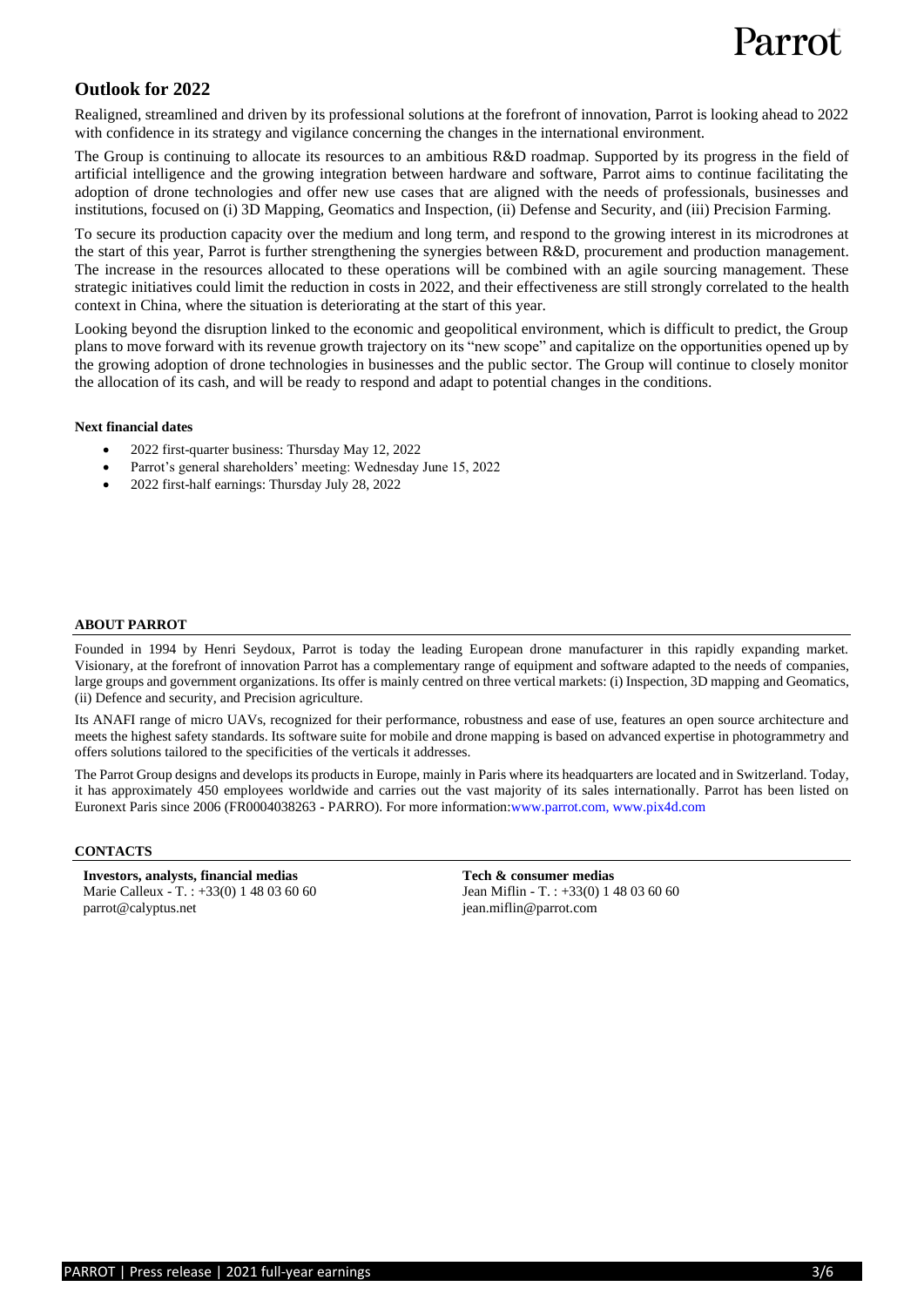## Outlook for 2022

Realigned, streamlined and driven by its professional solutions at the forefront of innovation, Parrot is looking ahead to 2022 with confidence in its strategy and vigilance concerning the changes in the international environment.

The Group is continuing to allocate its resources to an ambitious R&D roadmap. Supported by its progress in the field of artificial intelligence and the growing integration between hardware and software, Parrot aims to continue facilitating the adoption of drone technologies and offer new use cases that are aligned with the needs of professionals, businesses and institutions, focused on (i) 3D Mapping, Geomatics and Inspection, (ii) Defense and Security, and (iii) Precision Farming.

To secure its production capacity over the medium and long term, and respond to the growing interest in its microdrones at the start of this year, Parrot is further strengthening the synergies between R&D, procurement and production management. The increase in the resources allocated to these operations will be combined with an agile sourcing management. These strategic initiatives could limit the reduction in costs in 2022, and their effectiveness are still strongly correlated to the health context in China, where the situation is deteriorating at the start of this year.

Looking beyond the disruption linked to the economic and geopolitical environment, which is difficult to predict, the Group plans to move forward with its revenue growth trajectory on its "new scope" and capitalize on the opportunities opened up by the growing adoption of drone technologies in businesses and the public sector. The Group will continue to closely monitor the allocation of its cash, and will be ready to respond and adapt to potential changes in the conditions.

**Next financial dates**

- 2022 first-quarter business: Thursday May 12, 2022
- Parrot's general shareholders' meeting: Wednesday June 15, 2022
- 2022 first-half earnings: Thursday July 28, 2022

**ABOUT PARROT**

Founded in 1994 by Henri Seydoux, Parrot is today the leading European drone manufacturer in this rapidly expanding market. Visionary, at the forefront of innovation Parrot has a complementary range of equipment and software adapted to the needs of companies, large groups and government organizations. Its offer is mainly centred on three vertical markets: (i) Inspection, 3D mapping and Geomatics, (ii) Defence and security, and Precision agriculture.

Its ANAFI range of micro UAVs, recognized for their performance, robustness and ease of use, features an open source architecture and meets the highest safety standards. Its software suite for mobile and drone mapping is based on advanced expertise in photogrammetry and offers solutions tailored to the specificities of the verticals it addresses.

The Parrot Group designs and develops its products in Europe, mainly in Paris where its headquarters are located and in Switzerland. Today, it has approximately 450 employees worldwide and carries out the vast majority of its sales internationally. Parrot has been listed on Euronext Paris since 2006 (FR0004038263 - PARRO). For more information:www.parrot.com, www.pix4d.com

**CONTACTS**

**Investors, analysts, financial medias**
Marie Calleux - T. : +33(0) 1 48 03 60 60
parrot@calyptus.net

**Tech & consumer medias**
Jean Miflin - T. : +33(0) 1 48 03 60 60
jean.miflin@parrot.com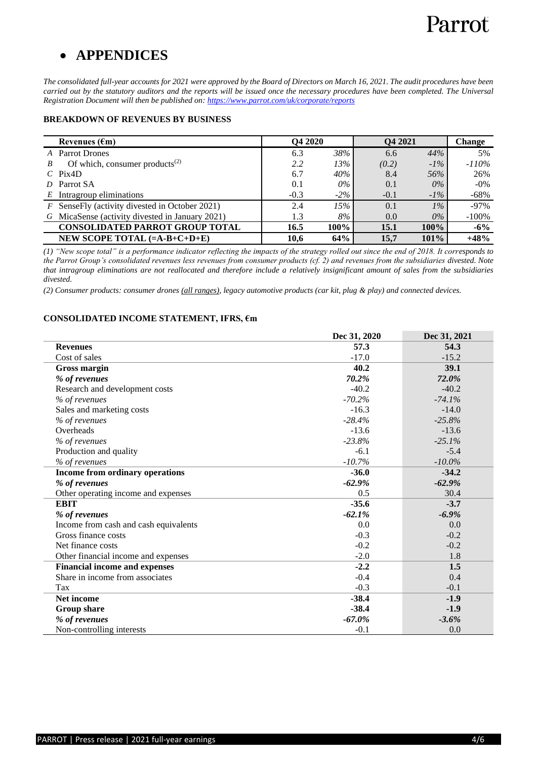# • APPENDICES

*The consolidated full-year accounts for 2021 were approved by the Board of Directors on March 16, 2021. The audit procedures have been carried out by the statutory auditors and the reports will be issued once the necessary procedures have been completed. The Universal Registration Document will then be published on: https://www.parrot.com/uk/corporate/reports*

### BREAKDOWN OF REVENUES BY BUSINESS

| | Revenues (€m) | Q4 2020 | | Q4 2021 | | Change |
|---|---|---|---|---|---|---|
| A | Parrot Drones | 6.3 | *38%* | 6.6 | *44%* | 5% |
| *B* | *Of which, consumer products[(2)]* | *2.2* | *13%* | *(0.2)* | *-1%* | *-110%* |
| C | Pix4D | 6.7 | *40%* | 8.4 | *56%* | 26% |
| D | Parrot SA | 0.1 | *0%* | 0.1 | *0%* | -0% |
| E | Intragroup eliminations | -0.3 | *-2%* | -0.1 | *-1%* | -68% |
| F | SenseFly (activity divested in October 2021) | 2.4 | *15%* | 0.1 | *1%* | -97% |
| G | MicaSense (activity divested in January 2021) | 1.3 | *8%* | 0.0 | *0%* | -100% |
| | **CONSOLIDATED PARROT GROUP TOTAL** | **16.5** | **100%** | **15.1** | **100%** | **-6%** |
| | **NEW SCOPE TOTAL (=A-B+C+D+E)** | **10,6** | **64%** | **15,7** | **101%** | **+48%** |

*(1) "New scope total" is a performance indicator reflecting the impacts of the strategy rolled out since the end of 2018. It corresponds to the Parrot Group's consolidated revenues less revenues from consumer products (cf. 2) and revenues from the subsidiaries divested. Note that intragroup eliminations are not reallocated and therefore include a relatively insignificant amount of sales from the subsidiaries divested.*

*(2) Consumer products: consumer drones (all ranges), legacy automotive products (car kit, plug & play) and connected devices.*

### CONSOLIDATED INCOME STATEMENT, IFRS, €m

| | Dec 31, 2020 | Dec 31, 2021 |
|---|---|---|
| **Revenues** | **57.3** | **54.3** |
| Cost of sales | -17.0 | -15.2 |
| **Gross margin** | **40.2** | **39.1** |
| ***% of revenues*** | ***70.2%*** | ***72.0%*** |
| Research and development costs | -40.2 | -40.2 |
| *% of revenues* | *-70.2%* | *-74.1%* |
| Sales and marketing costs | -16.3 | -14.0 |
| *% of revenues* | *-28.4%* | *-25.8%* |
| Overheads | -13.6 | -13.6 |
| *% of revenues* | *-23.8%* | *-25.1%* |
| Production and quality | -6.1 | -5.4 |
| *% of revenues* | *-10.7%* | *-10.0%* |
| **Income from ordinary operations** | **-36.0** | **-34.2** |
| ***% of revenues*** | ***-62.9%*** | ***-62.9%*** |
| Other operating income and expenses | 0.5 | 30.4 |
| **EBIT** | **-35.6** | **-3.7** |
| ***% of revenues*** | ***-62.1%*** | ***-6.9%*** |
| Income from cash and cash equivalents | 0.0 | 0.0 |
| Gross finance costs | -0.3 | -0.2 |
| Net finance costs | -0.2 | -0.2 |
| Other financial income and expenses | -2.0 | 1.8 |
| **Financial income and expenses** | **-2.2** | **1.5** |
| Share in income from associates | -0.4 | 0.4 |
| Tax | -0.3 | -0.1 |
| **Net income** | **-38.4** | **-1.9** |
| **Group share** | **-38.4** | **-1.9** |
| ***% of revenues*** | ***-67.0%*** | ***-3.6%*** |
| Non-controlling interests | -0.1 | 0.0 |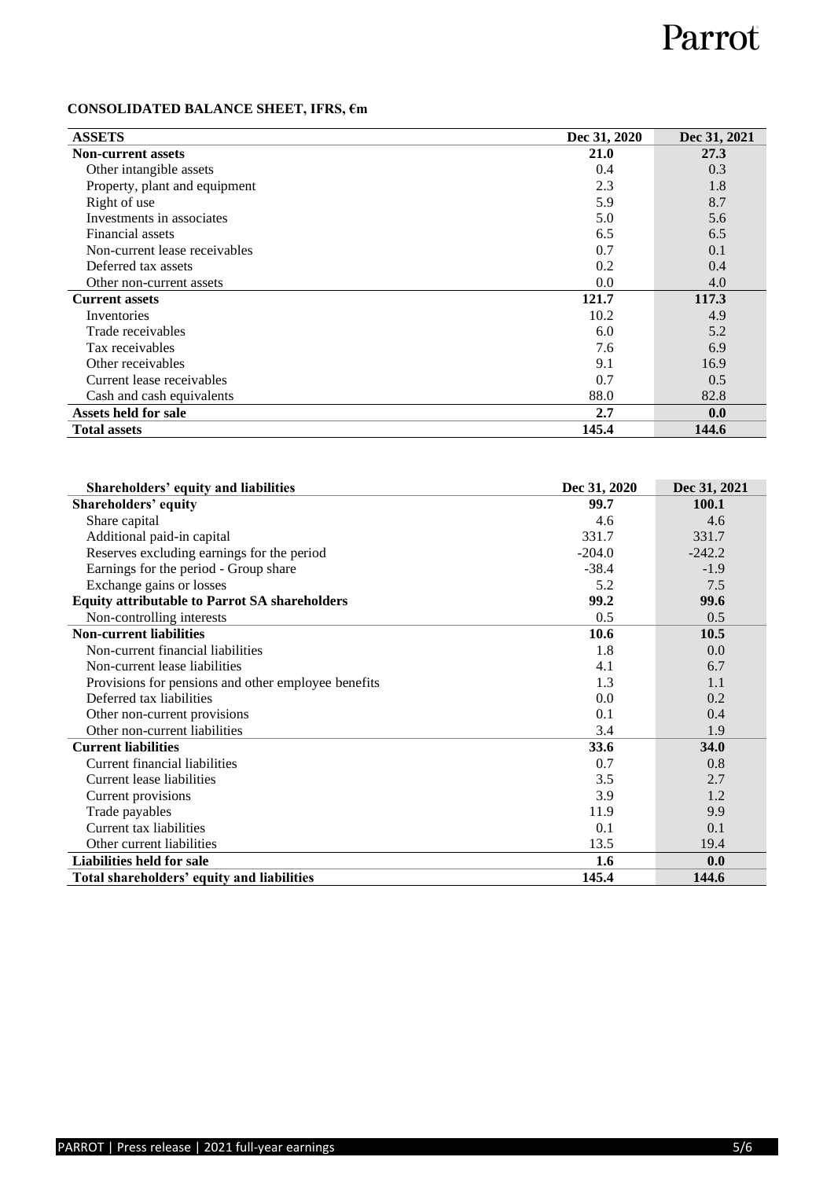## CONSOLIDATED BALANCE SHEET, IFRS, €m

| ASSETS | Dec 31, 2020 | Dec 31, 2021 |
|---|---|---|
| **Non-current assets** | **21.0** | **27.3** |
| Other intangible assets | 0.4 | 0.3 |
| Property, plant and equipment | 2.3 | 1.8 |
| Right of use | 5.9 | 8.7 |
| Investments in associates | 5.0 | 5.6 |
| Financial assets | 6.5 | 6.5 |
| Non-current lease receivables | 0.7 | 0.1 |
| Deferred tax assets | 0.2 | 0.4 |
| Other non-current assets | 0.0 | 4.0 |
| **Current assets** | **121.7** | **117.3** |
| Inventories | 10.2 | 4.9 |
| Trade receivables | 6.0 | 5.2 |
| Tax receivables | 7.6 | 6.9 |
| Other receivables | 9.1 | 16.9 |
| Current lease receivables | 0.7 | 0.5 |
| Cash and cash equivalents | 88.0 | 82.8 |
| **Assets held for sale** | **2.7** | **0.0** |
| **Total assets** | **145.4** | **144.6** |

| Shareholders' equity and liabilities | Dec 31, 2020 | Dec 31, 2021 |
|---|---|---|
| **Shareholders' equity** | **99.7** | **100.1** |
| Share capital | 4.6 | 4.6 |
| Additional paid-in capital | 331.7 | 331.7 |
| Reserves excluding earnings for the period | -204.0 | -242.2 |
| Earnings for the period - Group share | -38.4 | -1.9 |
| Exchange gains or losses | 5.2 | 7.5 |
| **Equity attributable to Parrot SA shareholders** | **99.2** | **99.6** |
| Non-controlling interests | 0.5 | 0.5 |
| **Non-current liabilities** | **10.6** | **10.5** |
| Non-current financial liabilities | 1.8 | 0.0 |
| Non-current lease liabilities | 4.1 | 6.7 |
| Provisions for pensions and other employee benefits | 1.3 | 1.1 |
| Deferred tax liabilities | 0.0 | 0.2 |
| Other non-current provisions | 0.1 | 0.4 |
| Other non-current liabilities | 3.4 | 1.9 |
| **Current liabilities** | **33.6** | **34.0** |
| Current financial liabilities | 0.7 | 0.8 |
| Current lease liabilities | 3.5 | 2.7 |
| Current provisions | 3.9 | 1.2 |
| Trade payables | 11.9 | 9.9 |
| Current tax liabilities | 0.1 | 0.1 |
| Other current liabilities | 13.5 | 19.4 |
| **Liabilities held for sale** | **1.6** | **0.0** |
| **Total shareholders' equity and liabilities** | **145.4** | **144.6** |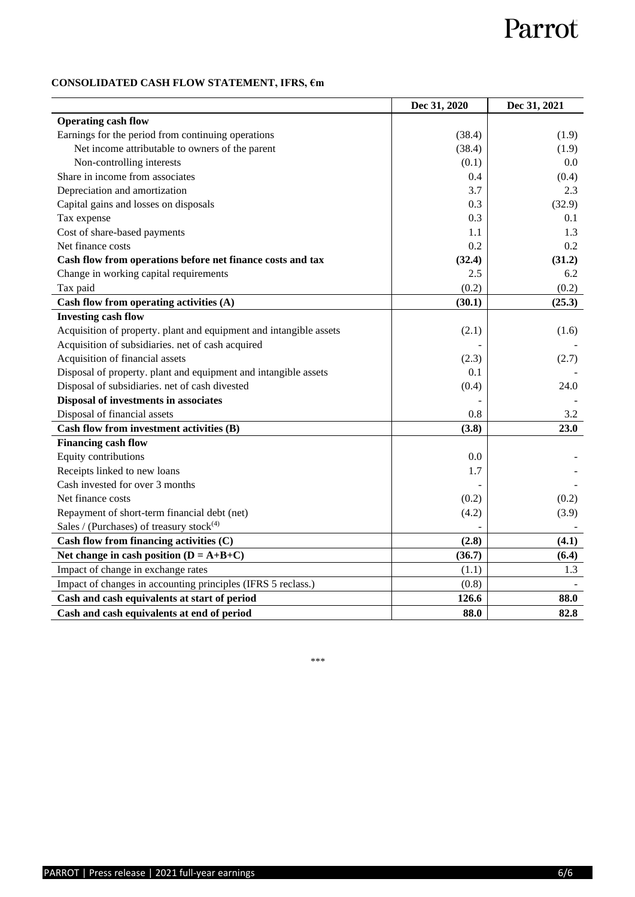**CONSOLIDATED CASH FLOW STATEMENT, IFRS, €m**

| | Dec 31, 2020 | Dec 31, 2021 |
|---|---|---|
| **Operating cash flow** | | |
| Earnings for the period from continuing operations | (38.4) | (1.9) |
| Net income attributable to owners of the parent | (38.4) | (1.9) |
| Non-controlling interests | (0.1) | 0.0 |
| Share in income from associates | 0.4 | (0.4) |
| Depreciation and amortization | 3.7 | 2.3 |
| Capital gains and losses on disposals | 0.3 | (32.9) |
| Tax expense | 0.3 | 0.1 |
| Cost of share-based payments | 1.1 | 1.3 |
| Net finance costs | 0.2 | 0.2 |
| **Cash flow from operations before net finance costs and tax** | **(32.4)** | **(31.2)** |
| Change in working capital requirements | 2.5 | 6.2 |
| Tax paid | (0.2) | (0.2) |
| **Cash flow from operating activities (A)** | **(30.1)** | **(25.3)** |
| **Investing cash flow** | | |
| Acquisition of property. plant and equipment and intangible assets | (2.1) | (1.6) |
| Acquisition of subsidiaries. net of cash acquired | - | - |
| Acquisition of financial assets | (2.3) | (2.7) |
| Disposal of property. plant and equipment and intangible assets | 0.1 | - |
| Disposal of subsidiaries. net of cash divested | (0.4) | 24.0 |
| **Disposal of investments in associates** | - | - |
| Disposal of financial assets | 0.8 | 3.2 |
| **Cash flow from investment activities (B)** | **(3.8)** | **23.0** |
| **Financing cash flow** | | |
| Equity contributions | 0.0 | - |
| Receipts linked to new loans | 1.7 | - |
| Cash invested for over 3 months | - | - |
| Net finance costs | (0.2) | (0.2) |
| Repayment of short-term financial debt (net) | (4.2) | (3.9) |
| Sales / (Purchases) of treasury stock[(4)] | - | - |
| **Cash flow from financing activities (C)** | **(2.8)** | **(4.1)** |
| **Net change in cash position (D = A+B+C)** | **(36.7)** | **(6.4)** |
| Impact of change in exchange rates | (1.1) | 1.3 |
| Impact of changes in accounting principles (IFRS 5 reclass.) | (0.8) | - |
| **Cash and cash equivalents at start of period** | **126.6** | **88.0** |
| **Cash and cash equivalents at end of period** | **88.0** | **82.8** |

\*\*\*